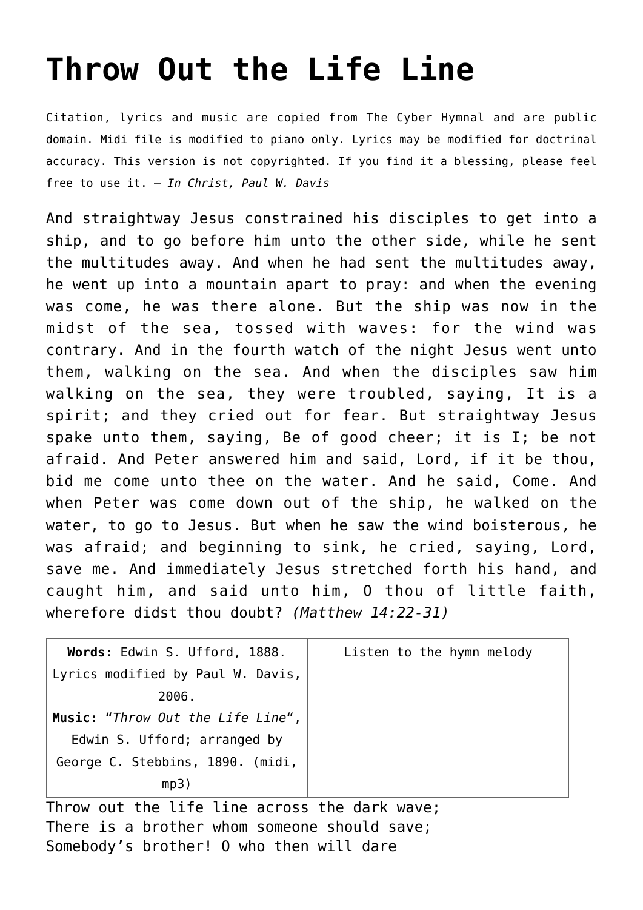# Throw Out the Life Line

Citation, lyrics and music are copied from The Cyber Hymnal and are public domain. Midi file is modified to piano only. Lyrics may be modified for doctrinal accuracy. This version is not copyrighted. If you find it a blessing, please feel free to use it. — *In Christ, Paul W. Davis*

And straightway Jesus constrained his disciples to get into a ship, and to go before him unto the other side, while he sent the multitudes away. And when he had sent the multitudes away, he went up into a mountain apart to pray: and when the evening was come, he was there alone. But the ship was now in the midst of the sea, tossed with waves: for the wind was contrary. And in the fourth watch of the night Jesus went unto them, walking on the sea. And when the disciples saw him walking on the sea, they were troubled, saying, It is a spirit; and they cried out for fear. But straightway Jesus spake unto them, saying, Be of good cheer; it is I; be not afraid. And Peter answered him and said, Lord, if it be thou, bid me come unto thee on the water. And he said, Come. And when Peter was come down out of the ship, he walked on the water, to go to Jesus. But when he saw the wind boisterous, he was afraid; and beginning to sink, he cried, saying, Lord, save me. And immediately Jesus stretched forth his hand, and caught him, and said unto him, O thou of little faith, wherefore didst thou doubt? *(Matthew 14:22-31)*

| **Words:** Edwin S. Ufford, 1888. Lyrics modified by Paul W. Davis, 2006. **Music:** "*Throw Out the Life Line*", Edwin S. Ufford; arranged by George C. Stebbins, 1890. (midi, mp3) | Listen to the hymn melody |
|---|---|

Throw out the life line across the dark wave;
There is a brother whom someone should save;
Somebody's brother! O who then will dare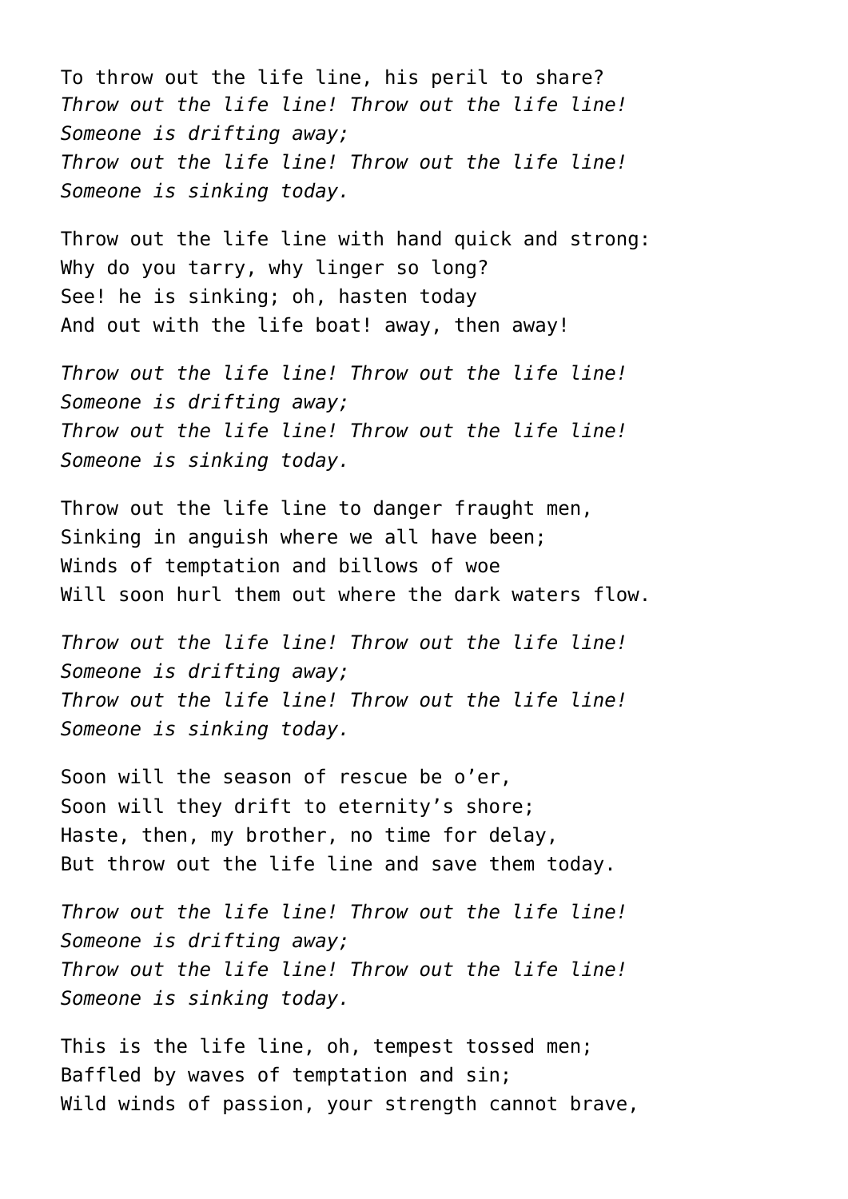To throw out the life line, his peril to share?  
*Throw out the life line! Throw out the life line!*  
*Someone is drifting away;*  
*Throw out the life line! Throw out the life line!*  
*Someone is sinking today.*

Throw out the life line with hand quick and strong:  
Why do you tarry, why linger so long?  
See! he is sinking; oh, hasten today  
And out with the life boat! away, then away!

*Throw out the life line! Throw out the life line!*  
*Someone is drifting away;*  
*Throw out the life line! Throw out the life line!*  
*Someone is sinking today.*

Throw out the life line to danger fraught men,  
Sinking in anguish where we all have been;  
Winds of temptation and billows of woe  
Will soon hurl them out where the dark waters flow.

*Throw out the life line! Throw out the life line!*  
*Someone is drifting away;*  
*Throw out the life line! Throw out the life line!*  
*Someone is sinking today.*

Soon will the season of rescue be o'er,  
Soon will they drift to eternity's shore;  
Haste, then, my brother, no time for delay,  
But throw out the life line and save them today.

*Throw out the life line! Throw out the life line!*  
*Someone is drifting away;*  
*Throw out the life line! Throw out the life line!*  
*Someone is sinking today.*

This is the life line, oh, tempest tossed men;  
Baffled by waves of temptation and sin;  
Wild winds of passion, your strength cannot brave,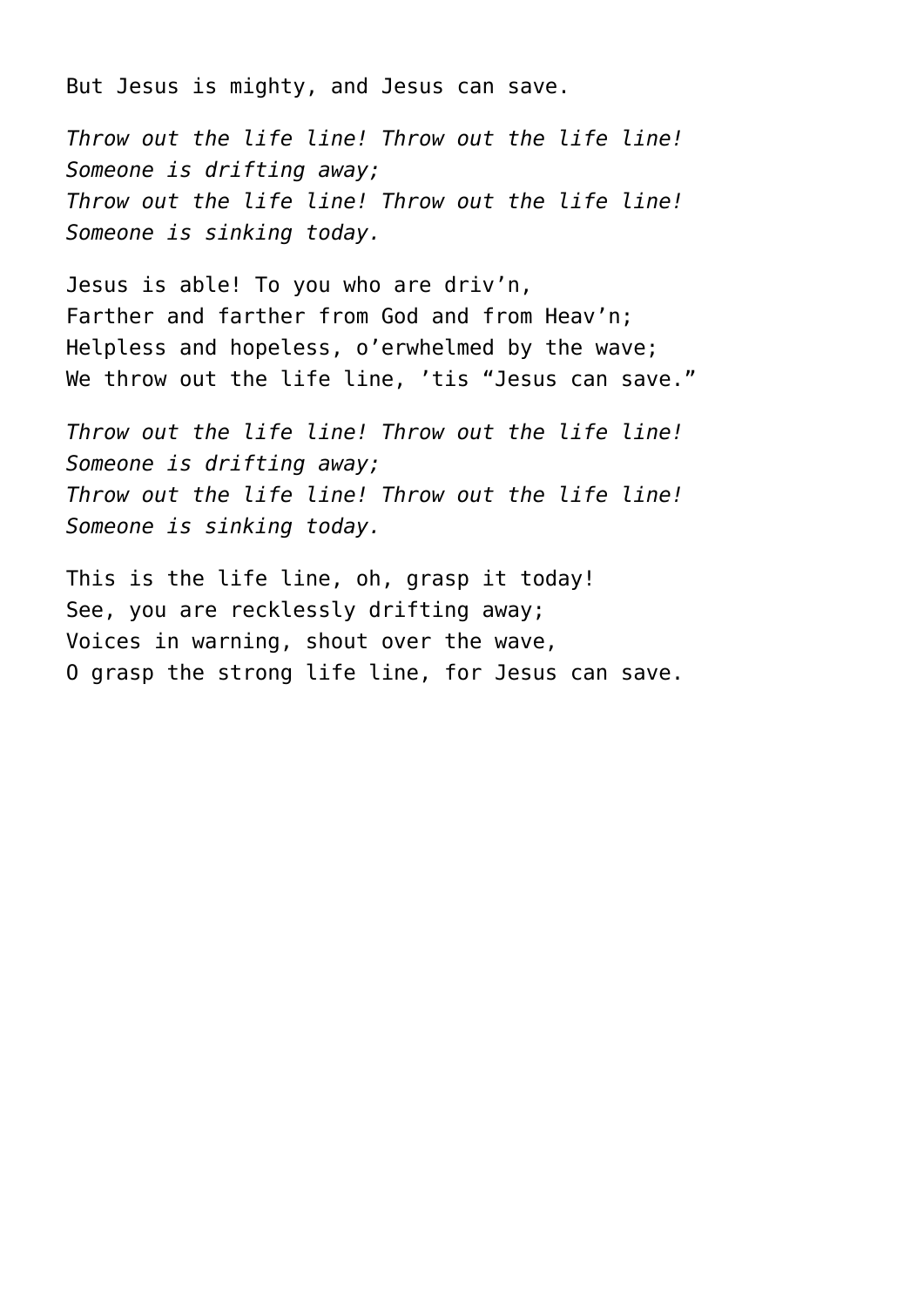But Jesus is mighty, and Jesus can save.

*Throw out the life line! Throw out the life line!*
*Someone is drifting away;*
*Throw out the life line! Throw out the life line!*
*Someone is sinking today.*

Jesus is able! To you who are driv'n,
Farther and farther from God and from Heav'n;
Helpless and hopeless, o'erwhelmed by the wave;
We throw out the life line, 'tis "Jesus can save."

*Throw out the life line! Throw out the life line!*
*Someone is drifting away;*
*Throw out the life line! Throw out the life line!*
*Someone is sinking today.*

This is the life line, oh, grasp it today!
See, you are recklessly drifting away;
Voices in warning, shout over the wave,
O grasp the strong life line, for Jesus can save.